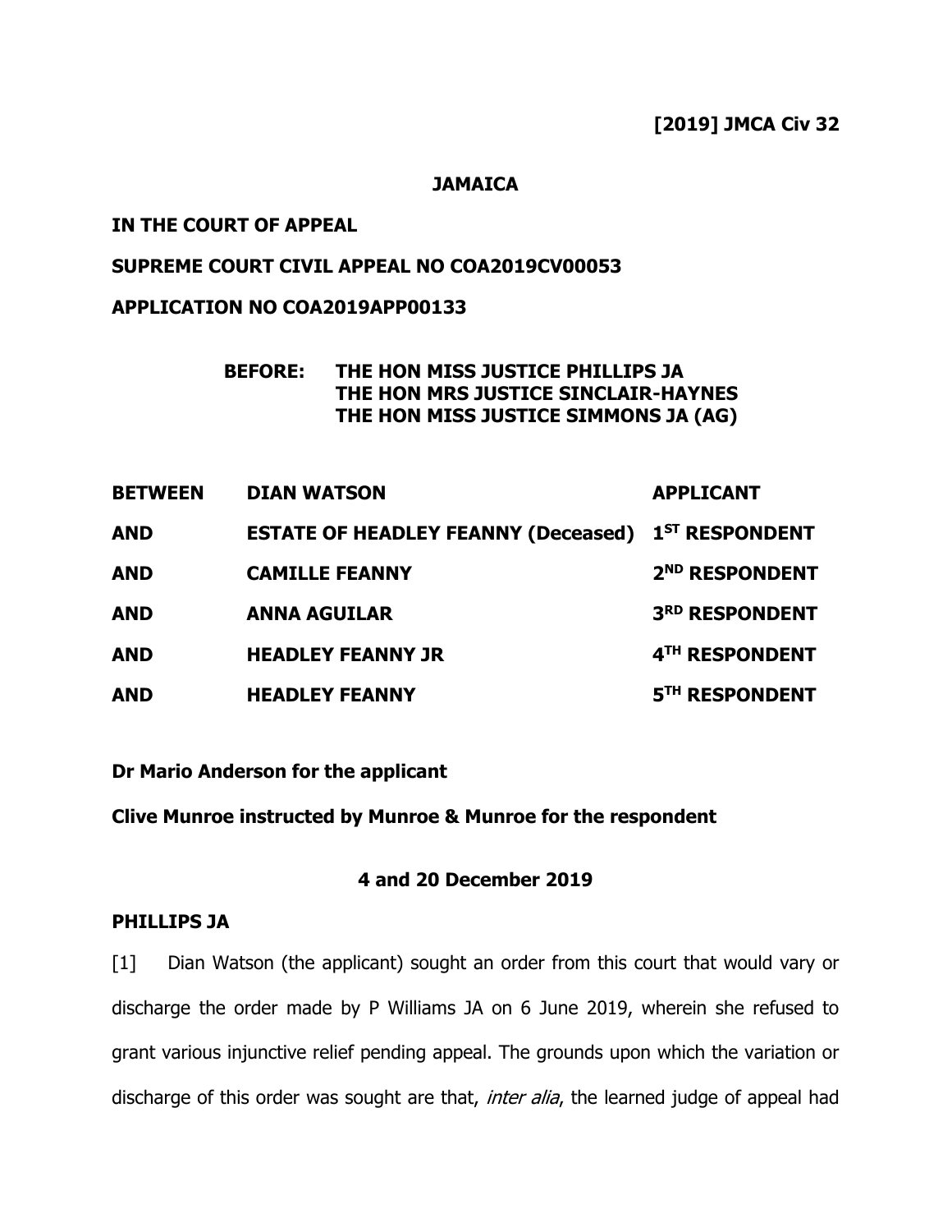**[2019] JMCA Civ 32**

**JAMAICA**

**IN THE COURT OF APPEAL**

**SUPREME COURT CIVIL APPEAL NO COA2019CV00053**

**APPLICATION NO COA2019APP00133**

**BEFORE: THE HON MISS JUSTICE PHILLIPS JA**
**THE HON MRS JUSTICE SINCLAIR-HAYNES**
**THE HON MISS JUSTICE SIMMONS JA (AG)**

| | | |
|---|---|---|
| **BETWEEN** | **DIAN WATSON** | **APPLICANT** |
| **AND** | **ESTATE OF HEADLEY FEANNY (Deceased)** | **1ST RESPONDENT** |
| **AND** | **CAMILLE FEANNY** | **2ND RESPONDENT** |
| **AND** | **ANNA AGUILAR** | **3RD RESPONDENT** |
| **AND** | **HEADLEY FEANNY JR** | **4TH RESPONDENT** |
| **AND** | **HEADLEY FEANNY** | **5TH RESPONDENT** |

**Dr Mario Anderson for the applicant**

**Clive Munroe instructed by Munroe & Munroe for the respondent**

**4 and 20 December 2019**

**PHILLIPS JA**

[1] Dian Watson (the applicant) sought an order from this court that would vary or discharge the order made by P Williams JA on 6 June 2019, wherein she refused to grant various injunctive relief pending appeal. The grounds upon which the variation or discharge of this order was sought are that, *inter alia*, the learned judge of appeal had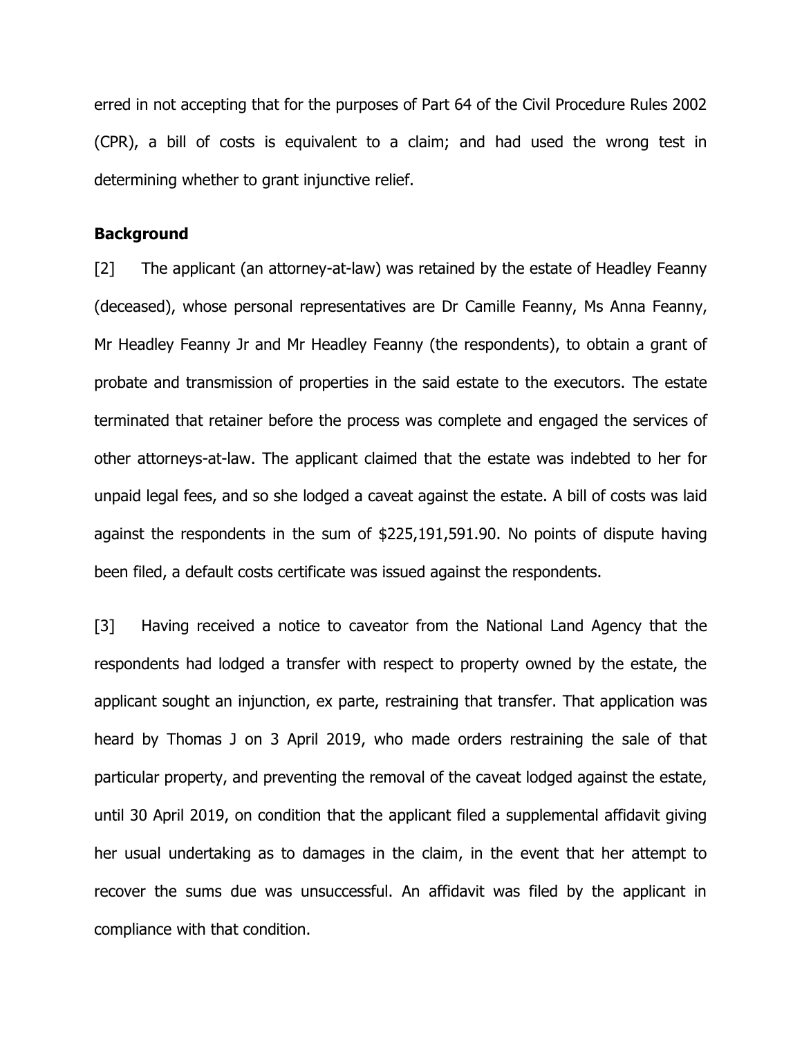erred in not accepting that for the purposes of Part 64 of the Civil Procedure Rules 2002 (CPR), a bill of costs is equivalent to a claim; and had used the wrong test in determining whether to grant injunctive relief.

**Background**

[2] The applicant (an attorney-at-law) was retained by the estate of Headley Feanny (deceased), whose personal representatives are Dr Camille Feanny, Ms Anna Feanny, Mr Headley Feanny Jr and Mr Headley Feanny (the respondents), to obtain a grant of probate and transmission of properties in the said estate to the executors. The estate terminated that retainer before the process was complete and engaged the services of other attorneys-at-law. The applicant claimed that the estate was indebted to her for unpaid legal fees, and so she lodged a caveat against the estate. A bill of costs was laid against the respondents in the sum of $225,191,591.90. No points of dispute having been filed, a default costs certificate was issued against the respondents.

[3] Having received a notice to caveator from the National Land Agency that the respondents had lodged a transfer with respect to property owned by the estate, the applicant sought an injunction, ex parte, restraining that transfer. That application was heard by Thomas J on 3 April 2019, who made orders restraining the sale of that particular property, and preventing the removal of the caveat lodged against the estate, until 30 April 2019, on condition that the applicant filed a supplemental affidavit giving her usual undertaking as to damages in the claim, in the event that her attempt to recover the sums due was unsuccessful. An affidavit was filed by the applicant in compliance with that condition.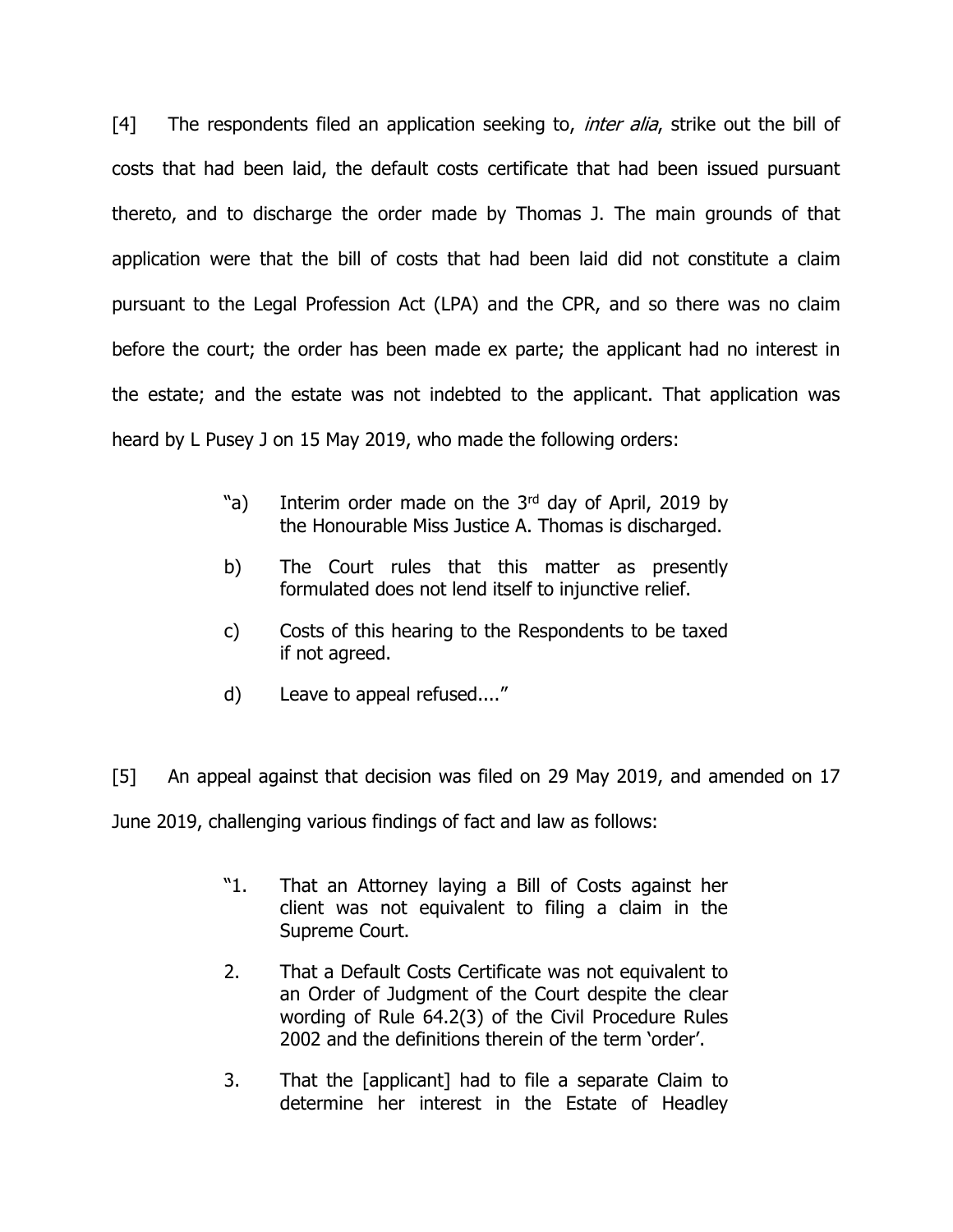[4] The respondents filed an application seeking to, *inter alia*, strike out the bill of costs that had been laid, the default costs certificate that had been issued pursuant thereto, and to discharge the order made by Thomas J. The main grounds of that application were that the bill of costs that had been laid did not constitute a claim pursuant to the Legal Profession Act (LPA) and the CPR, and so there was no claim before the court; the order has been made ex parte; the applicant had no interest in the estate; and the estate was not indebted to the applicant. That application was heard by L Pusey J on 15 May 2019, who made the following orders:

> "a) Interim order made on the 3rd day of April, 2019 by the Honourable Miss Justice A. Thomas is discharged.
>
> b) The Court rules that this matter as presently formulated does not lend itself to injunctive relief.
>
> c) Costs of this hearing to the Respondents to be taxed if not agreed.
>
> d) Leave to appeal refused...."

[5] An appeal against that decision was filed on 29 May 2019, and amended on 17 June 2019, challenging various findings of fact and law as follows:

> "1. That an Attorney laying a Bill of Costs against her client was not equivalent to filing a claim in the Supreme Court.
>
> 2. That a Default Costs Certificate was not equivalent to an Order of Judgment of the Court despite the clear wording of Rule 64.2(3) of the Civil Procedure Rules 2002 and the definitions therein of the term 'order'.
>
> 3. That the [applicant] had to file a separate Claim to determine her interest in the Estate of Headley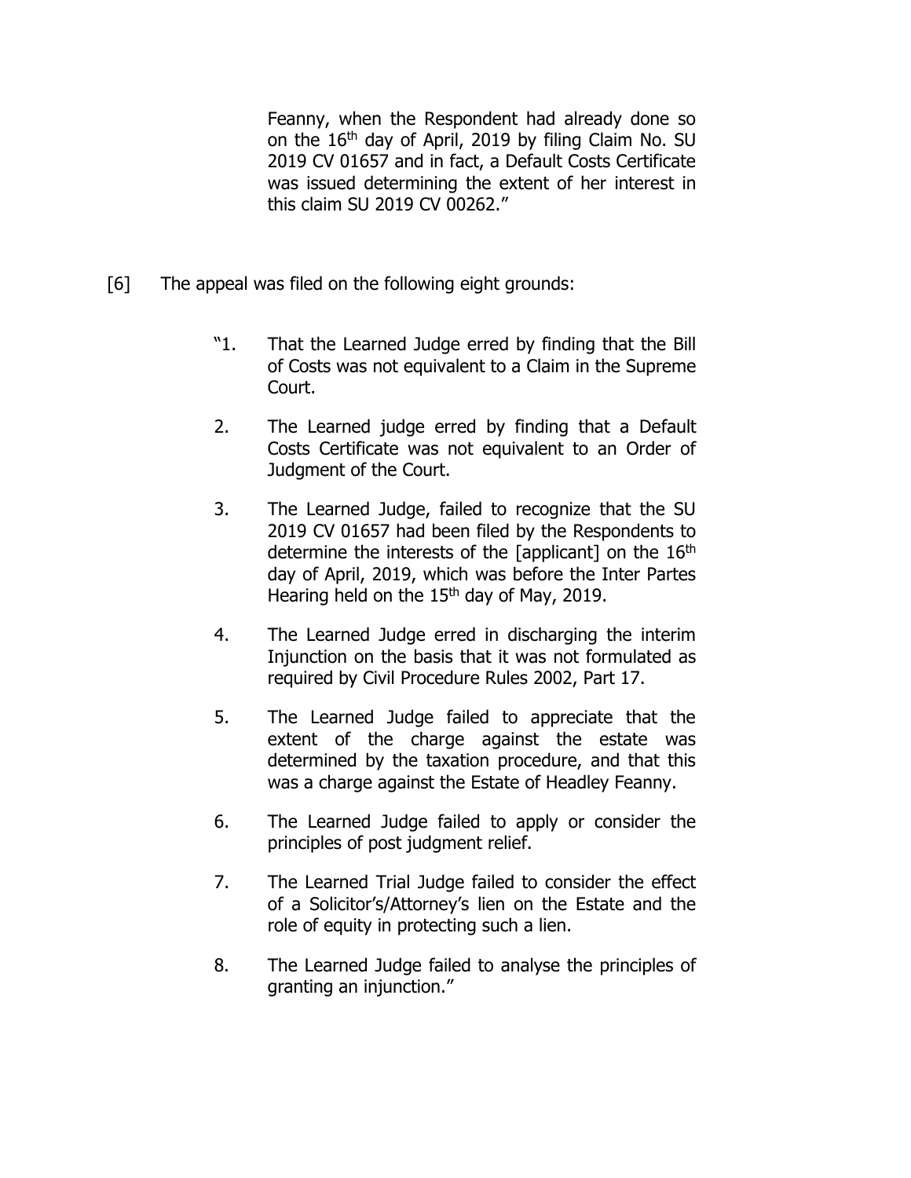Feanny, when the Respondent had already done so on the 16th day of April, 2019 by filing Claim No. SU 2019 CV 01657 and in fact, a Default Costs Certificate was issued determining the extent of her interest in this claim SU 2019 CV 00262."

[6] The appeal was filed on the following eight grounds:

> "1. That the Learned Judge erred by finding that the Bill of Costs was not equivalent to a Claim in the Supreme Court.
>
> 2. The Learned judge erred by finding that a Default Costs Certificate was not equivalent to an Order of Judgment of the Court.
>
> 3. The Learned Judge, failed to recognize that the SU 2019 CV 01657 had been filed by the Respondents to determine the interests of the [applicant] on the 16th day of April, 2019, which was before the Inter Partes Hearing held on the 15th day of May, 2019.
>
> 4. The Learned Judge erred in discharging the interim Injunction on the basis that it was not formulated as required by Civil Procedure Rules 2002, Part 17.
>
> 5. The Learned Judge failed to appreciate that the extent of the charge against the estate was determined by the taxation procedure, and that this was a charge against the Estate of Headley Feanny.
>
> 6. The Learned Judge failed to apply or consider the principles of post judgment relief.
>
> 7. The Learned Trial Judge failed to consider the effect of a Solicitor's/Attorney's lien on the Estate and the role of equity in protecting such a lien.
>
> 8. The Learned Judge failed to analyse the principles of granting an injunction."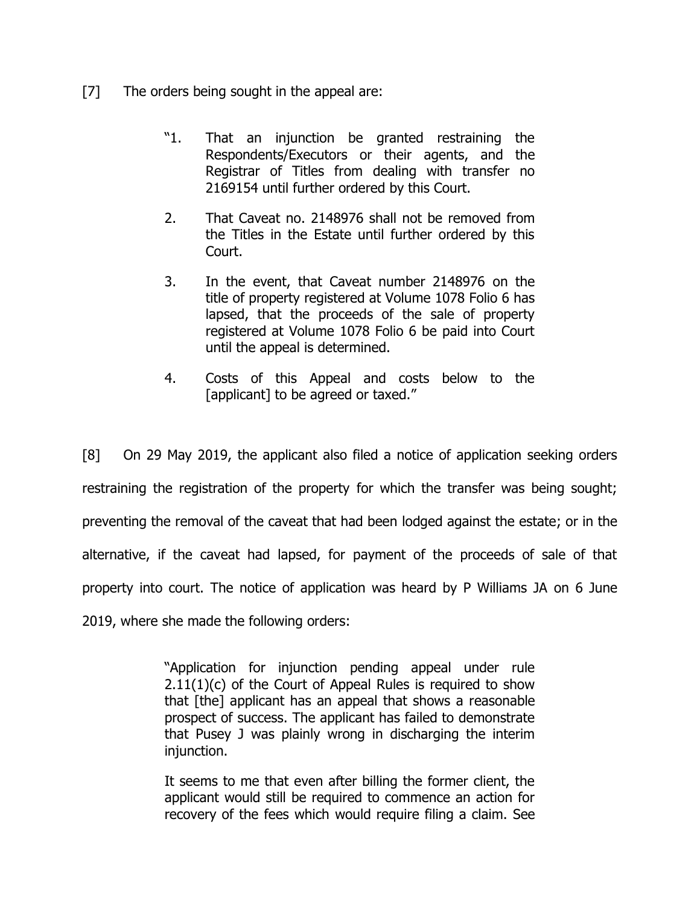[7] The orders being sought in the appeal are:

> "1. That an injunction be granted restraining the Respondents/Executors or their agents, and the Registrar of Titles from dealing with transfer no 2169154 until further ordered by this Court.
>
> 2. That Caveat no. 2148976 shall not be removed from the Titles in the Estate until further ordered by this Court.
>
> 3. In the event, that Caveat number 2148976 on the title of property registered at Volume 1078 Folio 6 has lapsed, that the proceeds of the sale of property registered at Volume 1078 Folio 6 be paid into Court until the appeal is determined.
>
> 4. Costs of this Appeal and costs below to the [applicant] to be agreed or taxed."

[8] On 29 May 2019, the applicant also filed a notice of application seeking orders restraining the registration of the property for which the transfer was being sought; preventing the removal of the caveat that had been lodged against the estate; or in the alternative, if the caveat had lapsed, for payment of the proceeds of sale of that property into court. The notice of application was heard by P Williams JA on 6 June 2019, where she made the following orders:

> "Application for injunction pending appeal under rule 2.11(1)(c) of the Court of Appeal Rules is required to show that [the] applicant has an appeal that shows a reasonable prospect of success. The applicant has failed to demonstrate that Pusey J was plainly wrong in discharging the interim injunction.
>
> It seems to me that even after billing the former client, the applicant would still be required to commence an action for recovery of the fees which would require filing a claim. See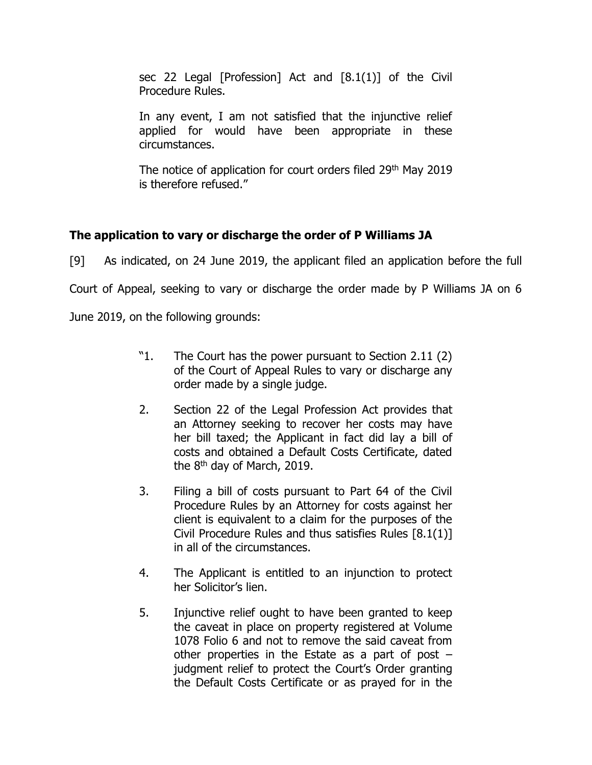> sec 22 Legal [Profession] Act and [8.1(1)] of the Civil Procedure Rules.
>
> In any event, I am not satisfied that the injunctive relief applied for would have been appropriate in these circumstances.
>
> The notice of application for court orders filed 29th May 2019 is therefore refused."

**The application to vary or discharge the order of P Williams JA**

[9] As indicated, on 24 June 2019, the applicant filed an application before the full Court of Appeal, seeking to vary or discharge the order made by P Williams JA on 6 June 2019, on the following grounds:

> "1. The Court has the power pursuant to Section 2.11 (2) of the Court of Appeal Rules to vary or discharge any order made by a single judge.
>
> 2. Section 22 of the Legal Profession Act provides that an Attorney seeking to recover her costs may have her bill taxed; the Applicant in fact did lay a bill of costs and obtained a Default Costs Certificate, dated the 8th day of March, 2019.
>
> 3. Filing a bill of costs pursuant to Part 64 of the Civil Procedure Rules by an Attorney for costs against her client is equivalent to a claim for the purposes of the Civil Procedure Rules and thus satisfies Rules [8.1(1)] in all of the circumstances.
>
> 4. The Applicant is entitled to an injunction to protect her Solicitor's lien.
>
> 5. Injunctive relief ought to have been granted to keep the caveat in place on property registered at Volume 1078 Folio 6 and not to remove the said caveat from other properties in the Estate as a part of post – judgment relief to protect the Court's Order granting the Default Costs Certificate or as prayed for in the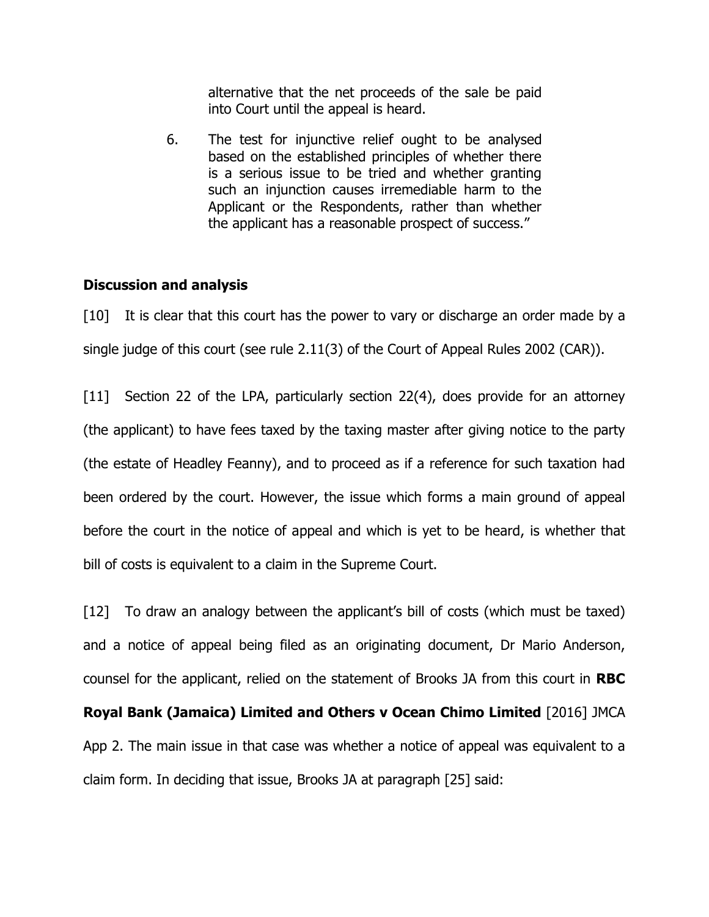alternative that the net proceeds of the sale be paid into Court until the appeal is heard.

6. The test for injunctive relief ought to be analysed based on the established principles of whether there is a serious issue to be tried and whether granting such an injunction causes irremediable harm to the Applicant or the Respondents, rather than whether the applicant has a reasonable prospect of success."

## Discussion and analysis

[10] It is clear that this court has the power to vary or discharge an order made by a single judge of this court (see rule 2.11(3) of the Court of Appeal Rules 2002 (CAR)).

[11] Section 22 of the LPA, particularly section 22(4), does provide for an attorney (the applicant) to have fees taxed by the taxing master after giving notice to the party (the estate of Headley Feanny), and to proceed as if a reference for such taxation had been ordered by the court. However, the issue which forms a main ground of appeal before the court in the notice of appeal and which is yet to be heard, is whether that bill of costs is equivalent to a claim in the Supreme Court.

[12] To draw an analogy between the applicant's bill of costs (which must be taxed) and a notice of appeal being filed as an originating document, Dr Mario Anderson, counsel for the applicant, relied on the statement of Brooks JA from this court in **RBC Royal Bank (Jamaica) Limited and Others v Ocean Chimo Limited** [2016] JMCA App 2. The main issue in that case was whether a notice of appeal was equivalent to a claim form. In deciding that issue, Brooks JA at paragraph [25] said: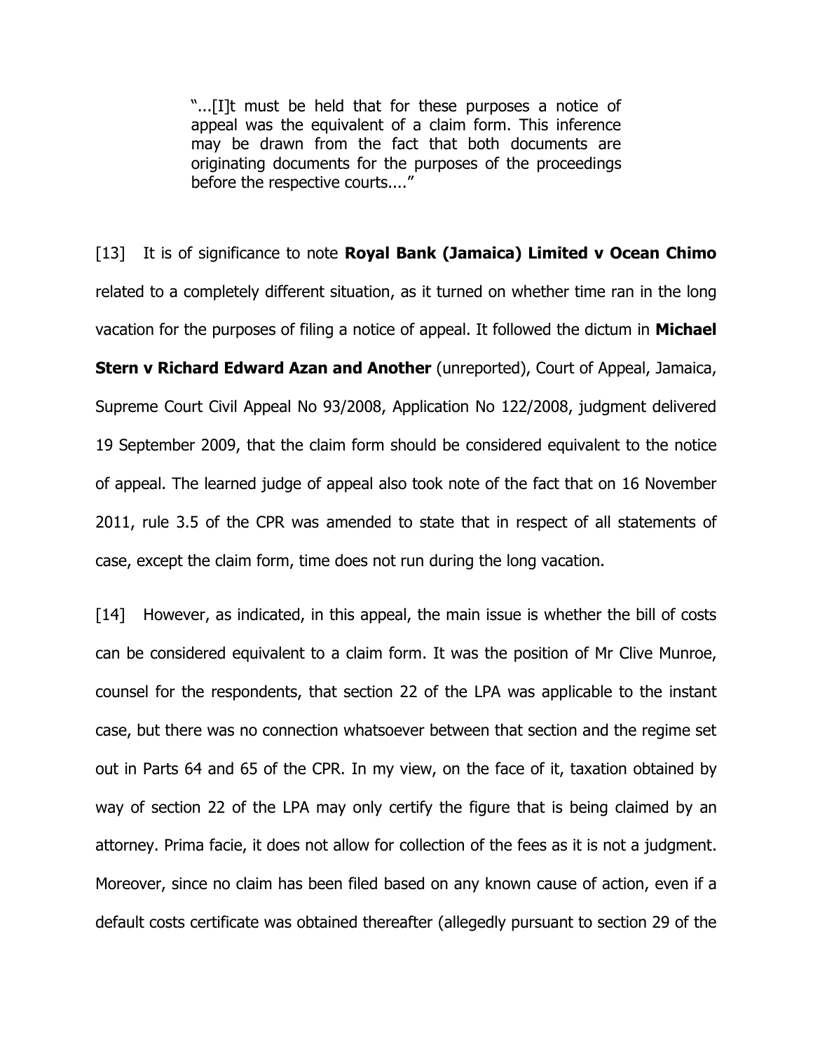> "...[I]t must be held that for these purposes a notice of appeal was the equivalent of a claim form. This inference may be drawn from the fact that both documents are originating documents for the purposes of the proceedings before the respective courts...."

[13] It is of significance to note **Royal Bank (Jamaica) Limited v Ocean Chimo** related to a completely different situation, as it turned on whether time ran in the long vacation for the purposes of filing a notice of appeal. It followed the dictum in **Michael Stern v Richard Edward Azan and Another** (unreported), Court of Appeal, Jamaica, Supreme Court Civil Appeal No 93/2008, Application No 122/2008, judgment delivered 19 September 2009, that the claim form should be considered equivalent to the notice of appeal. The learned judge of appeal also took note of the fact that on 16 November 2011, rule 3.5 of the CPR was amended to state that in respect of all statements of case, except the claim form, time does not run during the long vacation.

[14] However, as indicated, in this appeal, the main issue is whether the bill of costs can be considered equivalent to a claim form. It was the position of Mr Clive Munroe, counsel for the respondents, that section 22 of the LPA was applicable to the instant case, but there was no connection whatsoever between that section and the regime set out in Parts 64 and 65 of the CPR. In my view, on the face of it, taxation obtained by way of section 22 of the LPA may only certify the figure that is being claimed by an attorney. Prima facie, it does not allow for collection of the fees as it is not a judgment. Moreover, since no claim has been filed based on any known cause of action, even if a default costs certificate was obtained thereafter (allegedly pursuant to section 29 of the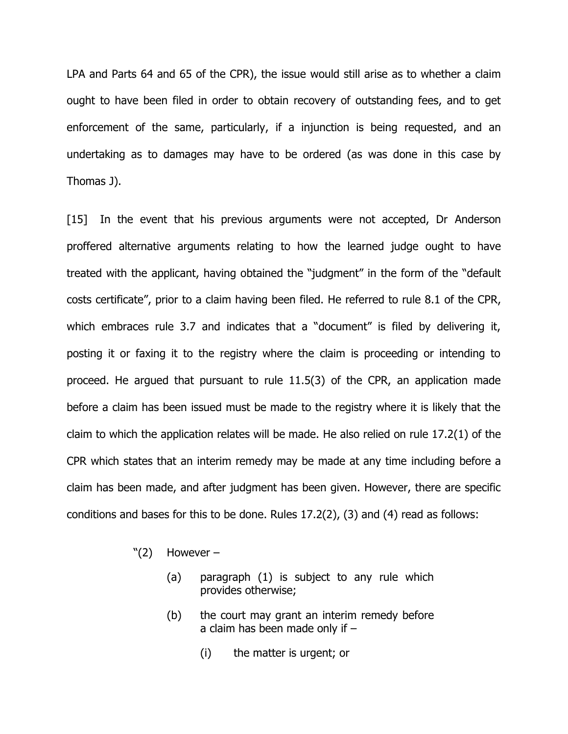LPA and Parts 64 and 65 of the CPR), the issue would still arise as to whether a claim ought to have been filed in order to obtain recovery of outstanding fees, and to get enforcement of the same, particularly, if a injunction is being requested, and an undertaking as to damages may have to be ordered (as was done in this case by Thomas J).

[15] In the event that his previous arguments were not accepted, Dr Anderson proffered alternative arguments relating to how the learned judge ought to have treated with the applicant, having obtained the "judgment" in the form of the "default costs certificate", prior to a claim having been filed. He referred to rule 8.1 of the CPR, which embraces rule 3.7 and indicates that a "document" is filed by delivering it, posting it or faxing it to the registry where the claim is proceeding or intending to proceed. He argued that pursuant to rule 11.5(3) of the CPR, an application made before a claim has been issued must be made to the registry where it is likely that the claim to which the application relates will be made. He also relied on rule 17.2(1) of the CPR which states that an interim remedy may be made at any time including before a claim has been made, and after judgment has been given. However, there are specific conditions and bases for this to be done. Rules 17.2(2), (3) and (4) read as follows:

> "(2) However –
>
> (a) paragraph (1) is subject to any rule which provides otherwise;
>
> (b) the court may grant an interim remedy before a claim has been made only if –
>
> (i) the matter is urgent; or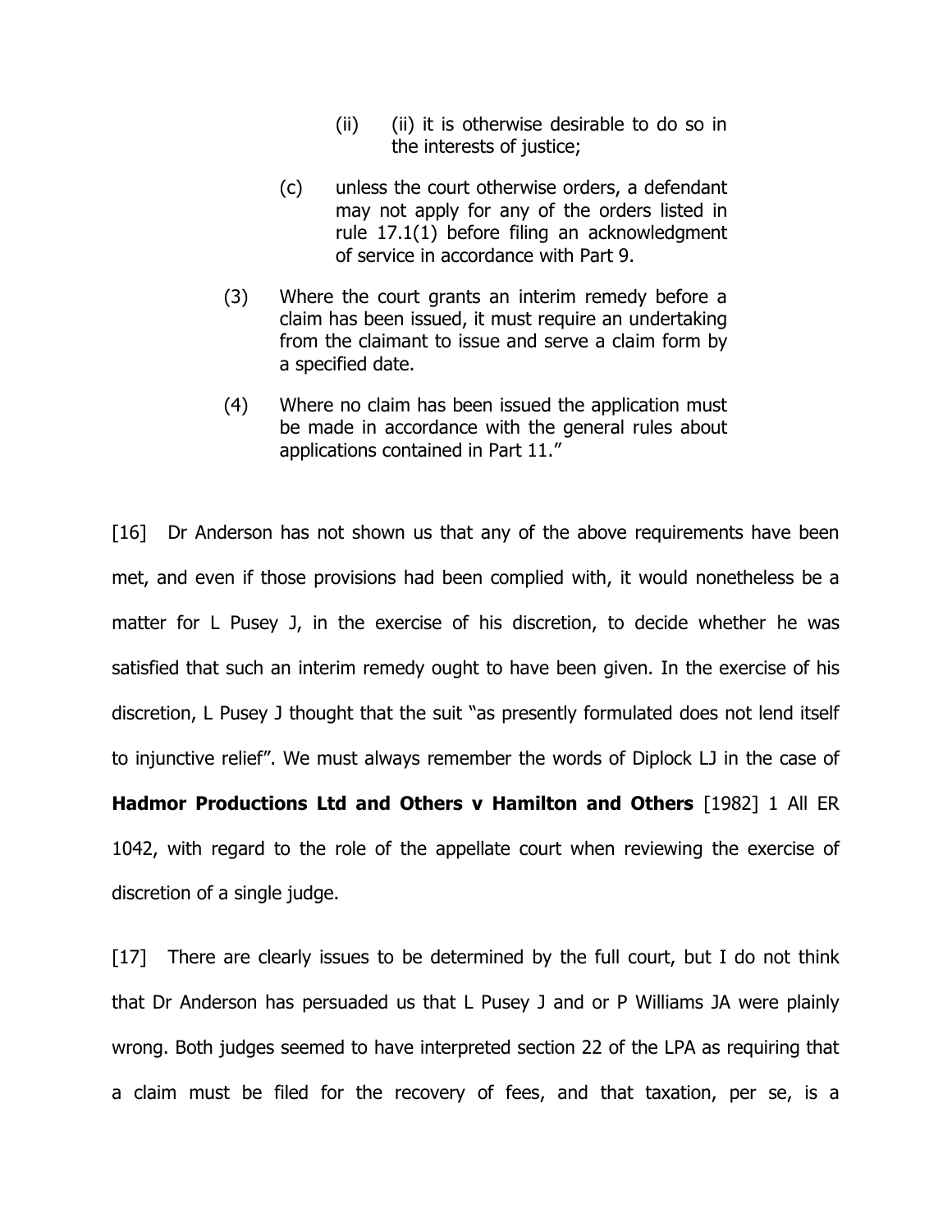(ii) (ii) it is otherwise desirable to do so in the interests of justice;

(c) unless the court otherwise orders, a defendant may not apply for any of the orders listed in rule 17.1(1) before filing an acknowledgment of service in accordance with Part 9.

(3) Where the court grants an interim remedy before a claim has been issued, it must require an undertaking from the claimant to issue and serve a claim form by a specified date.

(4) Where no claim has been issued the application must be made in accordance with the general rules about applications contained in Part 11."

[16] Dr Anderson has not shown us that any of the above requirements have been met, and even if those provisions had been complied with, it would nonetheless be a matter for L Pusey J, in the exercise of his discretion, to decide whether he was satisfied that such an interim remedy ought to have been given. In the exercise of his discretion, L Pusey J thought that the suit "as presently formulated does not lend itself to injunctive relief". We must always remember the words of Diplock LJ in the case of **Hadmor Productions Ltd and Others v Hamilton and Others** [1982] 1 All ER 1042, with regard to the role of the appellate court when reviewing the exercise of discretion of a single judge.

[17] There are clearly issues to be determined by the full court, but I do not think that Dr Anderson has persuaded us that L Pusey J and or P Williams JA were plainly wrong. Both judges seemed to have interpreted section 22 of the LPA as requiring that a claim must be filed for the recovery of fees, and that taxation, per se, is a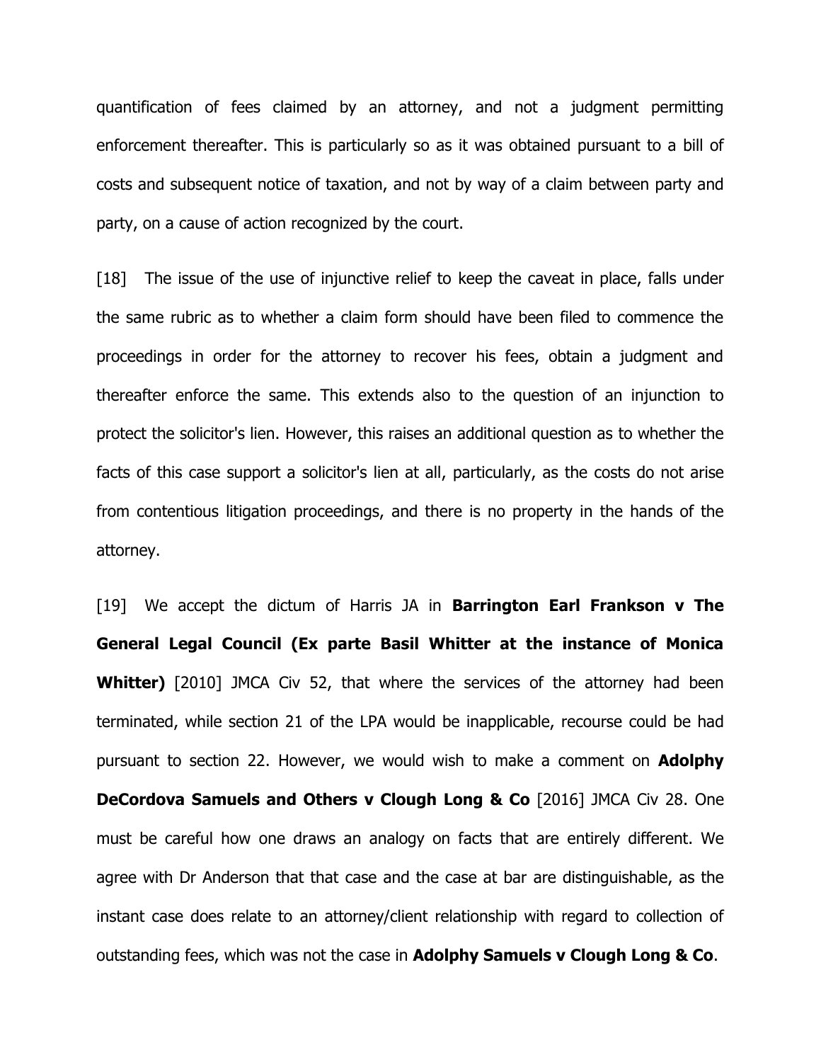quantification of fees claimed by an attorney, and not a judgment permitting enforcement thereafter. This is particularly so as it was obtained pursuant to a bill of costs and subsequent notice of taxation, and not by way of a claim between party and party, on a cause of action recognized by the court.

[18] The issue of the use of injunctive relief to keep the caveat in place, falls under the same rubric as to whether a claim form should have been filed to commence the proceedings in order for the attorney to recover his fees, obtain a judgment and thereafter enforce the same. This extends also to the question of an injunction to protect the solicitor's lien. However, this raises an additional question as to whether the facts of this case support a solicitor's lien at all, particularly, as the costs do not arise from contentious litigation proceedings, and there is no property in the hands of the attorney.

[19] We accept the dictum of Harris JA in **Barrington Earl Frankson v The General Legal Council (Ex parte Basil Whitter at the instance of Monica Whitter)** [2010] JMCA Civ 52, that where the services of the attorney had been terminated, while section 21 of the LPA would be inapplicable, recourse could be had pursuant to section 22. However, we would wish to make a comment on **Adolphy DeCordova Samuels and Others v Clough Long & Co** [2016] JMCA Civ 28. One must be careful how one draws an analogy on facts that are entirely different. We agree with Dr Anderson that that case and the case at bar are distinguishable, as the instant case does relate to an attorney/client relationship with regard to collection of outstanding fees, which was not the case in **Adolphy Samuels v Clough Long & Co**.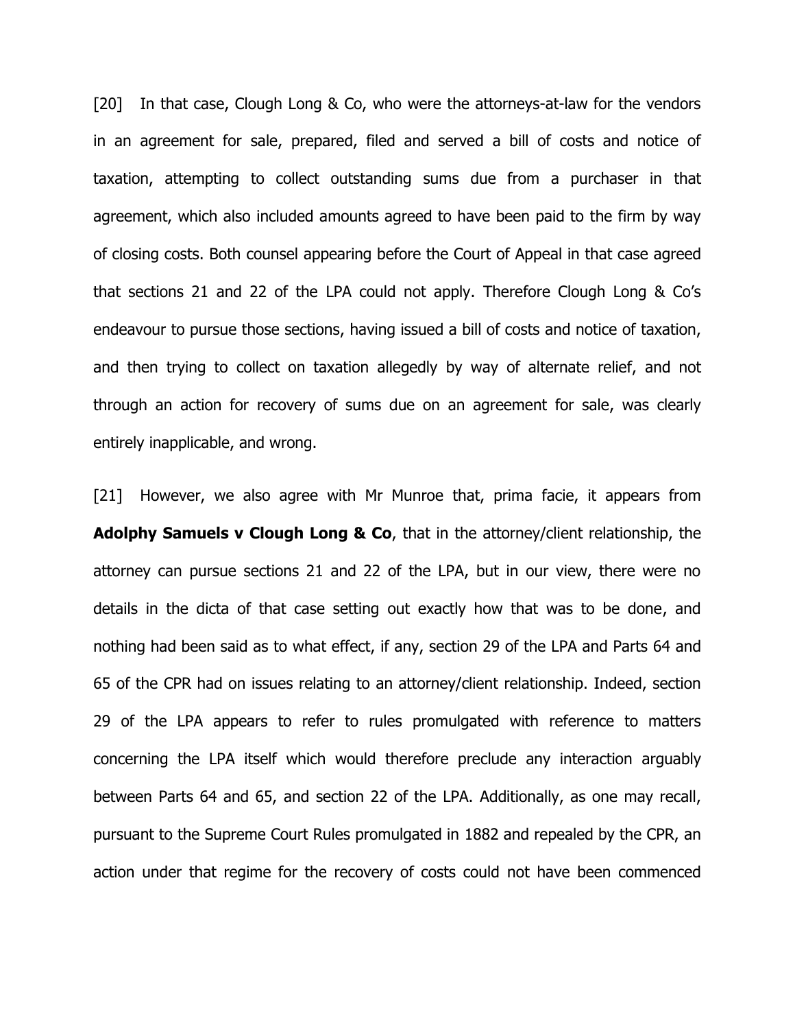[20] In that case, Clough Long & Co, who were the attorneys-at-law for the vendors in an agreement for sale, prepared, filed and served a bill of costs and notice of taxation, attempting to collect outstanding sums due from a purchaser in that agreement, which also included amounts agreed to have been paid to the firm by way of closing costs. Both counsel appearing before the Court of Appeal in that case agreed that sections 21 and 22 of the LPA could not apply. Therefore Clough Long & Co's endeavour to pursue those sections, having issued a bill of costs and notice of taxation, and then trying to collect on taxation allegedly by way of alternate relief, and not through an action for recovery of sums due on an agreement for sale, was clearly entirely inapplicable, and wrong.

[21] However, we also agree with Mr Munroe that, prima facie, it appears from **Adolphy Samuels v Clough Long & Co**, that in the attorney/client relationship, the attorney can pursue sections 21 and 22 of the LPA, but in our view, there were no details in the dicta of that case setting out exactly how that was to be done, and nothing had been said as to what effect, if any, section 29 of the LPA and Parts 64 and 65 of the CPR had on issues relating to an attorney/client relationship. Indeed, section 29 of the LPA appears to refer to rules promulgated with reference to matters concerning the LPA itself which would therefore preclude any interaction arguably between Parts 64 and 65, and section 22 of the LPA. Additionally, as one may recall, pursuant to the Supreme Court Rules promulgated in 1882 and repealed by the CPR, an action under that regime for the recovery of costs could not have been commenced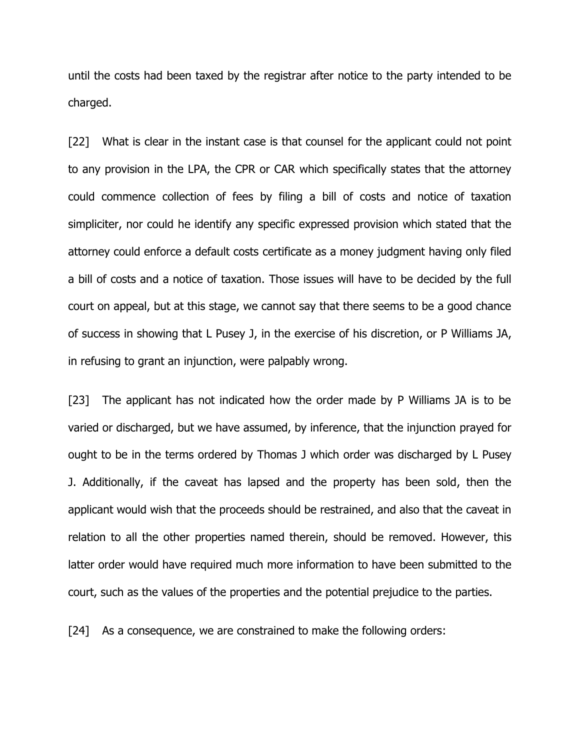until the costs had been taxed by the registrar after notice to the party intended to be charged.

[22] What is clear in the instant case is that counsel for the applicant could not point to any provision in the LPA, the CPR or CAR which specifically states that the attorney could commence collection of fees by filing a bill of costs and notice of taxation simpliciter, nor could he identify any specific expressed provision which stated that the attorney could enforce a default costs certificate as a money judgment having only filed a bill of costs and a notice of taxation. Those issues will have to be decided by the full court on appeal, but at this stage, we cannot say that there seems to be a good chance of success in showing that L Pusey J, in the exercise of his discretion, or P Williams JA, in refusing to grant an injunction, were palpably wrong.

[23] The applicant has not indicated how the order made by P Williams JA is to be varied or discharged, but we have assumed, by inference, that the injunction prayed for ought to be in the terms ordered by Thomas J which order was discharged by L Pusey J. Additionally, if the caveat has lapsed and the property has been sold, then the applicant would wish that the proceeds should be restrained, and also that the caveat in relation to all the other properties named therein, should be removed. However, this latter order would have required much more information to have been submitted to the court, such as the values of the properties and the potential prejudice to the parties.

[24] As a consequence, we are constrained to make the following orders: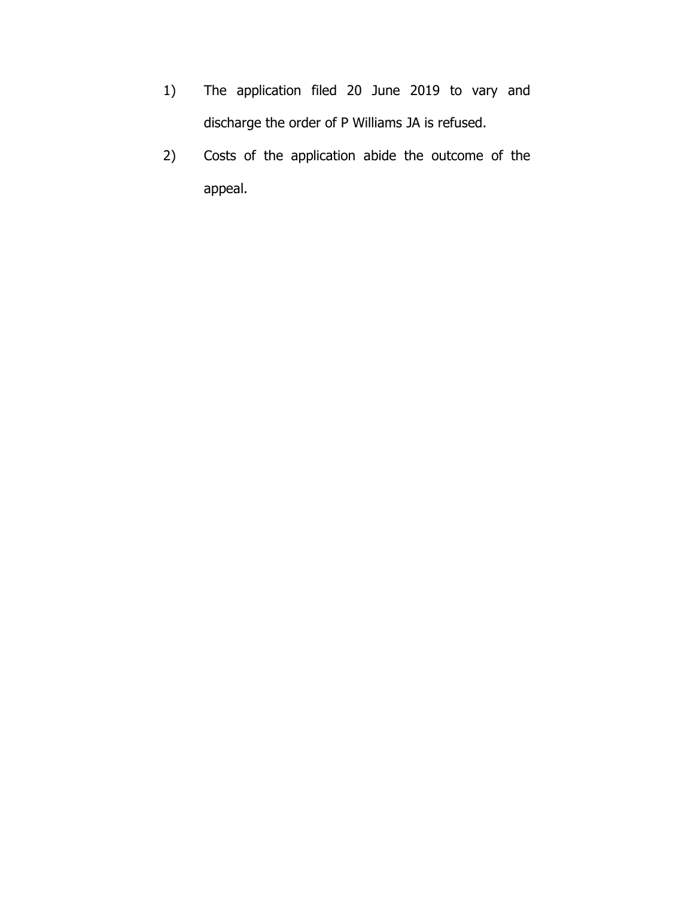1) The application filed 20 June 2019 to vary and discharge the order of P Williams JA is refused.

2) Costs of the application abide the outcome of the appeal.